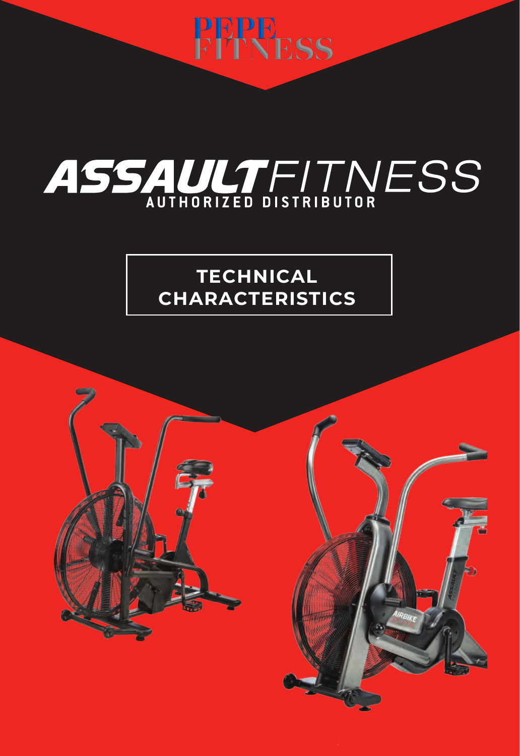PEPE FITNESS

# ASSAULT FITNESS

AUTHORIZED DISTRIBUTOR

## TECHNICAL CHARACTERISTICS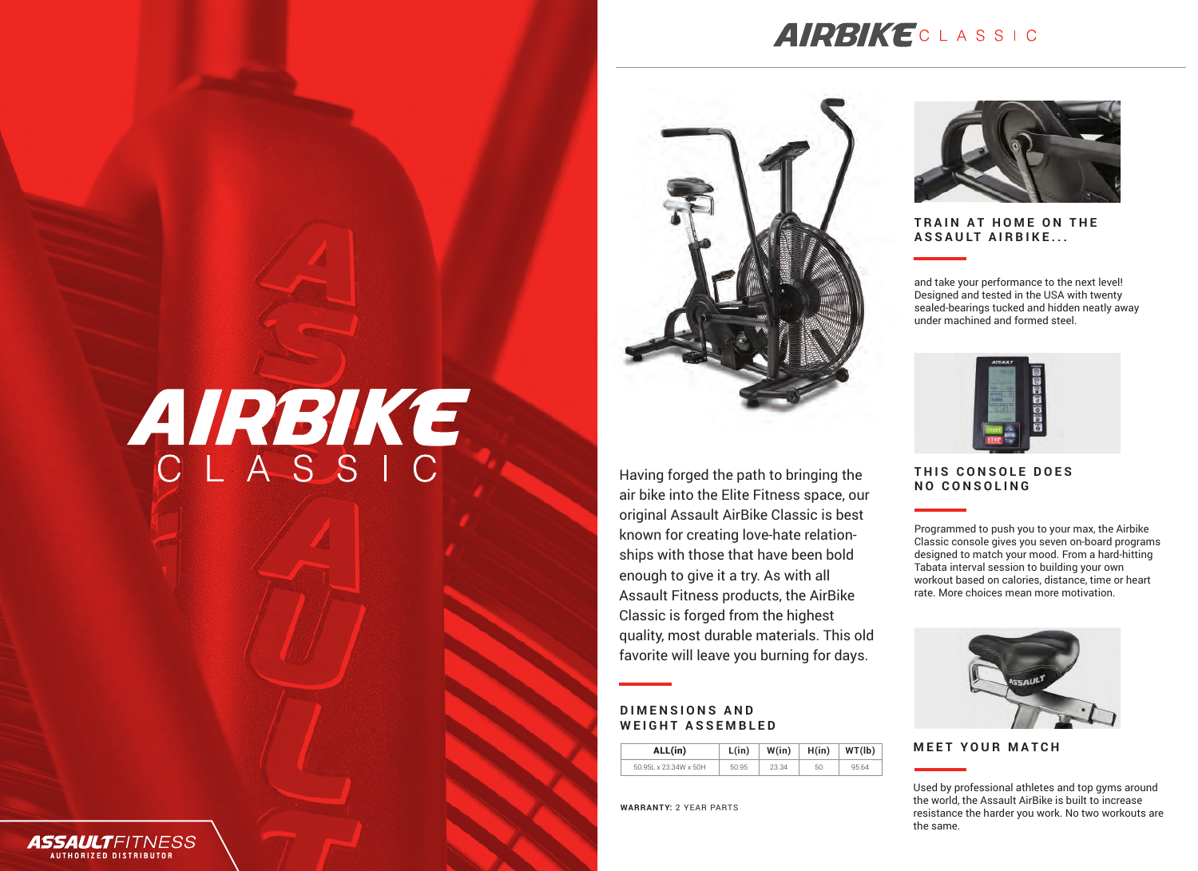# AIRBIKE CLASSIC

Having forged the path to bringing the air bike into the Elite Fitness space, our original Assault AirBike Classic is best known for creating love-hate relationships with those that have been bold enough to give it a try. As with all Assault Fitness products, the AirBike Classic is forged from the highest quality, most durable materials. This old favorite will leave you burning for days.

## DIMENSIONS AND WEIGHT ASSEMBLED

| ALL(in) | L(in) | W(in) | H(in) | WT(lb) |
|---|---|---|---|---|
| 50.95L x 23.34W x 50H | 50.95 | 23.34 | 50 | 95.64 |

**WARRANTY:** 2 YEAR PARTS

## TRAIN AT HOME ON THE ASSAULT AIRBIKE...

and take your performance to the next level! Designed and tested in the USA with twenty sealed-bearings tucked and hidden neatly away under machined and formed steel.

## THIS CONSOLE DOES NO CONSOLING

Programmed to push you to your max, the Airbike Classic console gives you seven on-board programs designed to match your mood. From a hard-hitting Tabata interval session to building your own workout based on calories, distance, time or heart rate. More choices mean more motivation.

## MEET YOUR MATCH

Used by professional athletes and top gyms around the world, the Assault AirBike is built to increase resistance the harder you work. No two workouts are the same.

ASSAULTFITNESS AUTHORIZED DISTRIBUTOR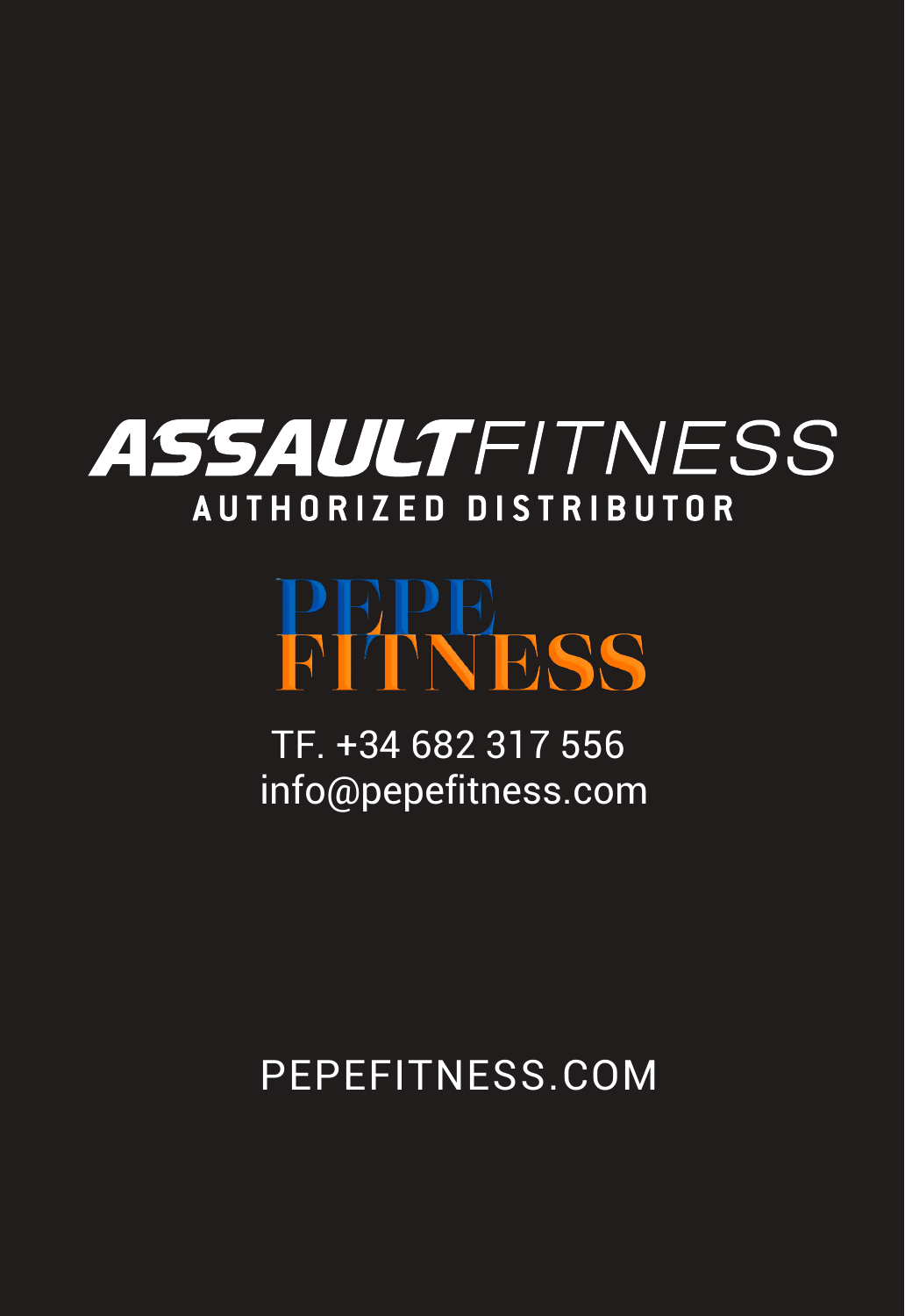ASSAULTFITNESS

AUTHORIZED DISTRIBUTOR

PEPE FITNESS

TF. +34 682 317 556
info@pepefitness.com

PEPEFITNESS.COM